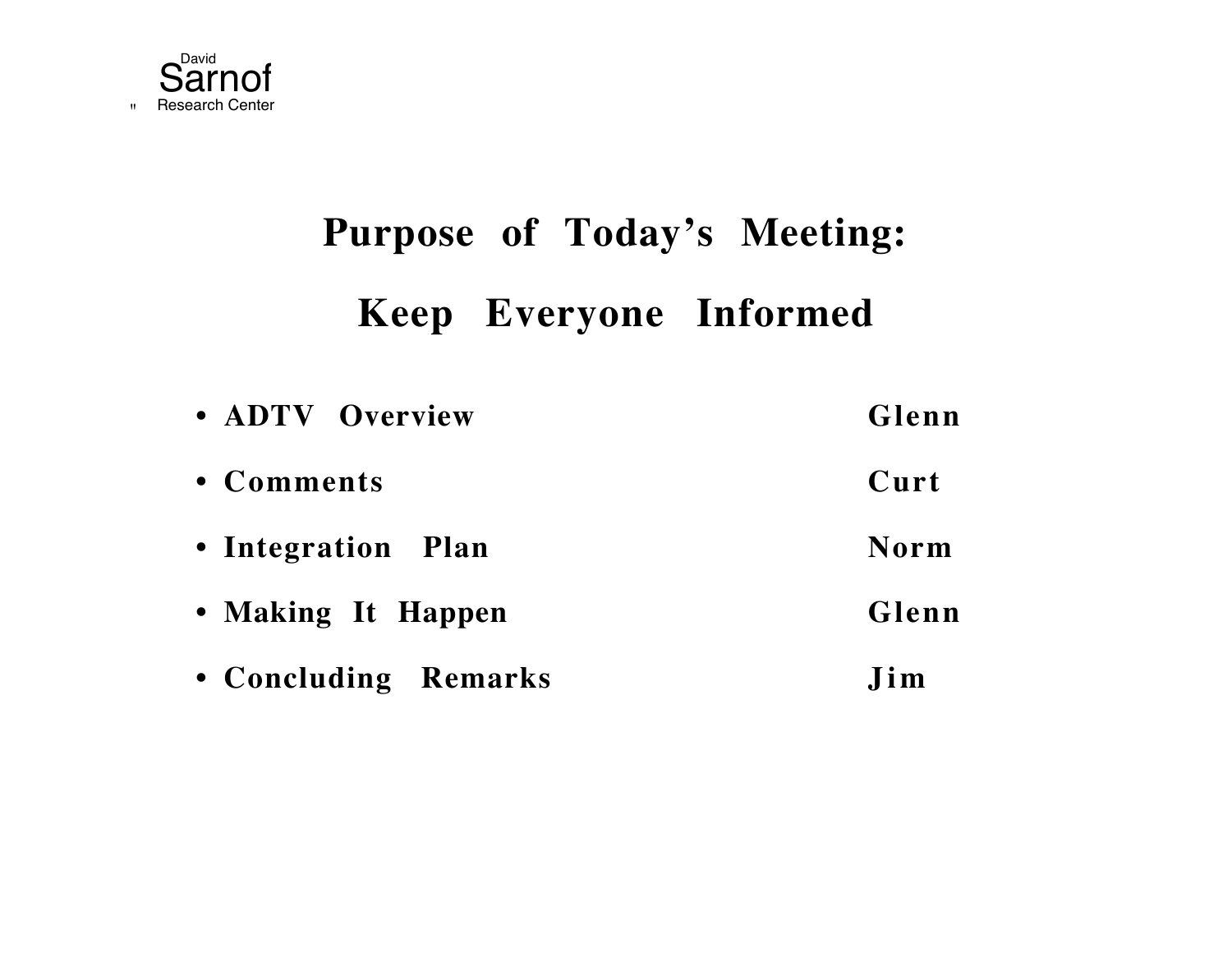David Sarnof Research Center

# Purpose of Today's Meeting:

## Keep Everyone Informed

| Agenda Item | Presenter |
| --- | --- |
| ADTV Overview | Glenn |
| Comments | Curt |
| Integration Plan | Norm |
| Making It Happen | Glenn |
| Concluding Remarks | Jim |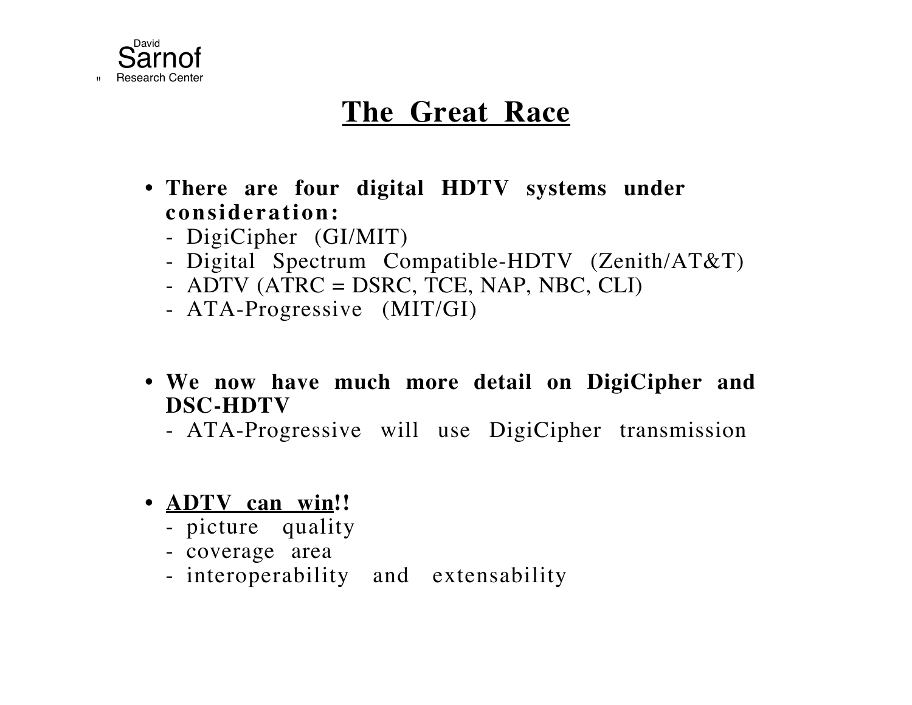# The Great Race

- **There are four digital HDTV systems under consideration:**
  - DigiCipher (GI/MIT)
  - Digital Spectrum Compatible-HDTV (Zenith/AT&T)
  - ADTV (ATRC = DSRC, TCE, NAP, NBC, CLI)
  - ATA-Progressive (MIT/GI)

- **We now have much more detail on DigiCipher and DSC-HDTV**
  - ATA-Progressive will use DigiCipher transmission

- **<u>ADTV can win</u>!!**
  - picture quality
  - coverage area
  - interoperability and extensability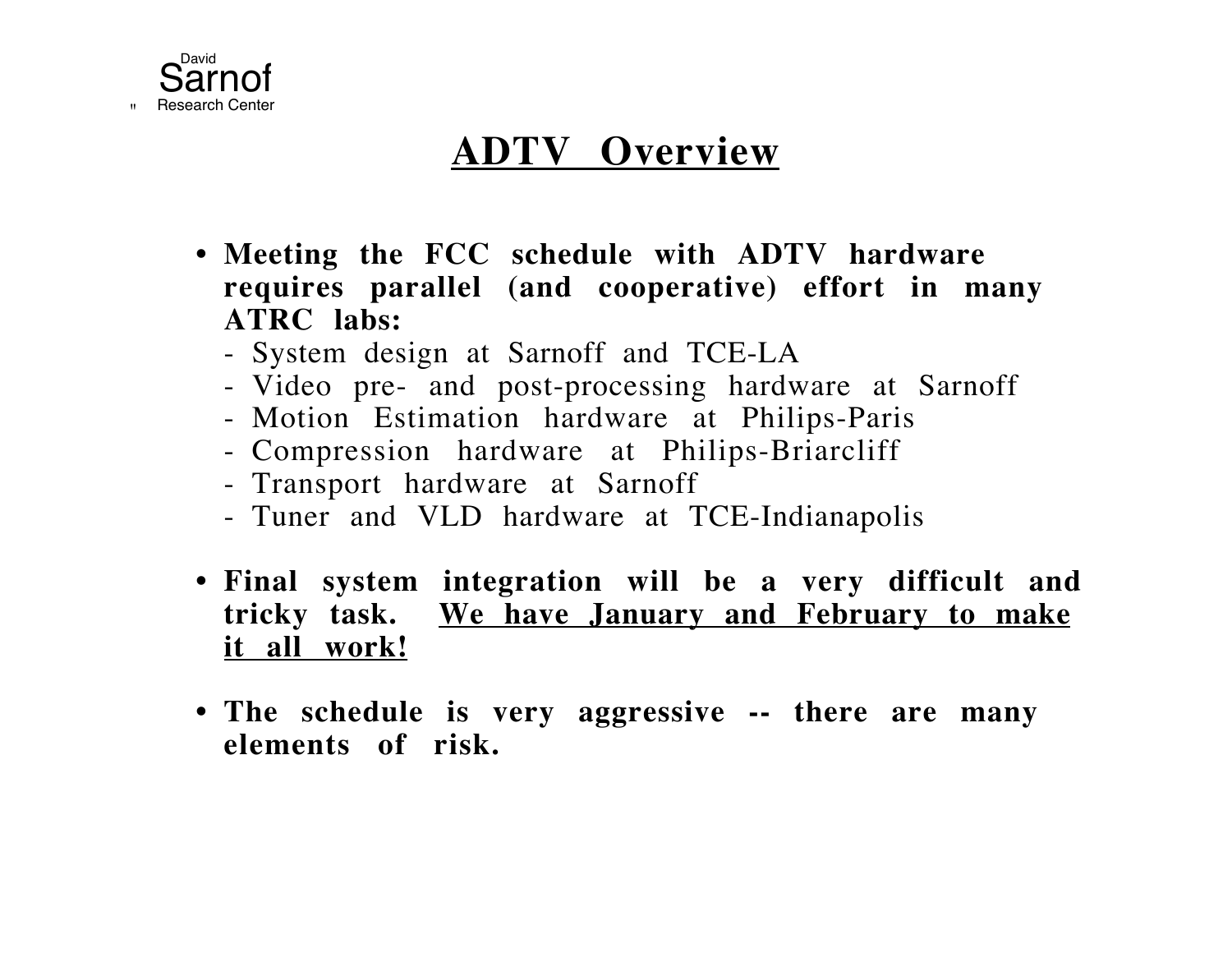# ADTV Overview

- **Meeting the FCC schedule with ADTV hardware requires parallel (and cooperative) effort in many ATRC labs:**
  - System design at Sarnoff and TCE-LA
  - Video pre- and post-processing hardware at Sarnoff
  - Motion Estimation hardware at Philips-Paris
  - Compression hardware at Philips-Briarcliff
  - Transport hardware at Sarnoff
  - Tuner and VLD hardware at TCE-Indianapolis

- **Final system integration will be a very difficult and tricky task. <u>We have January and February to make it all work!</u>**

- **The schedule is very aggressive -- there are many elements of risk.**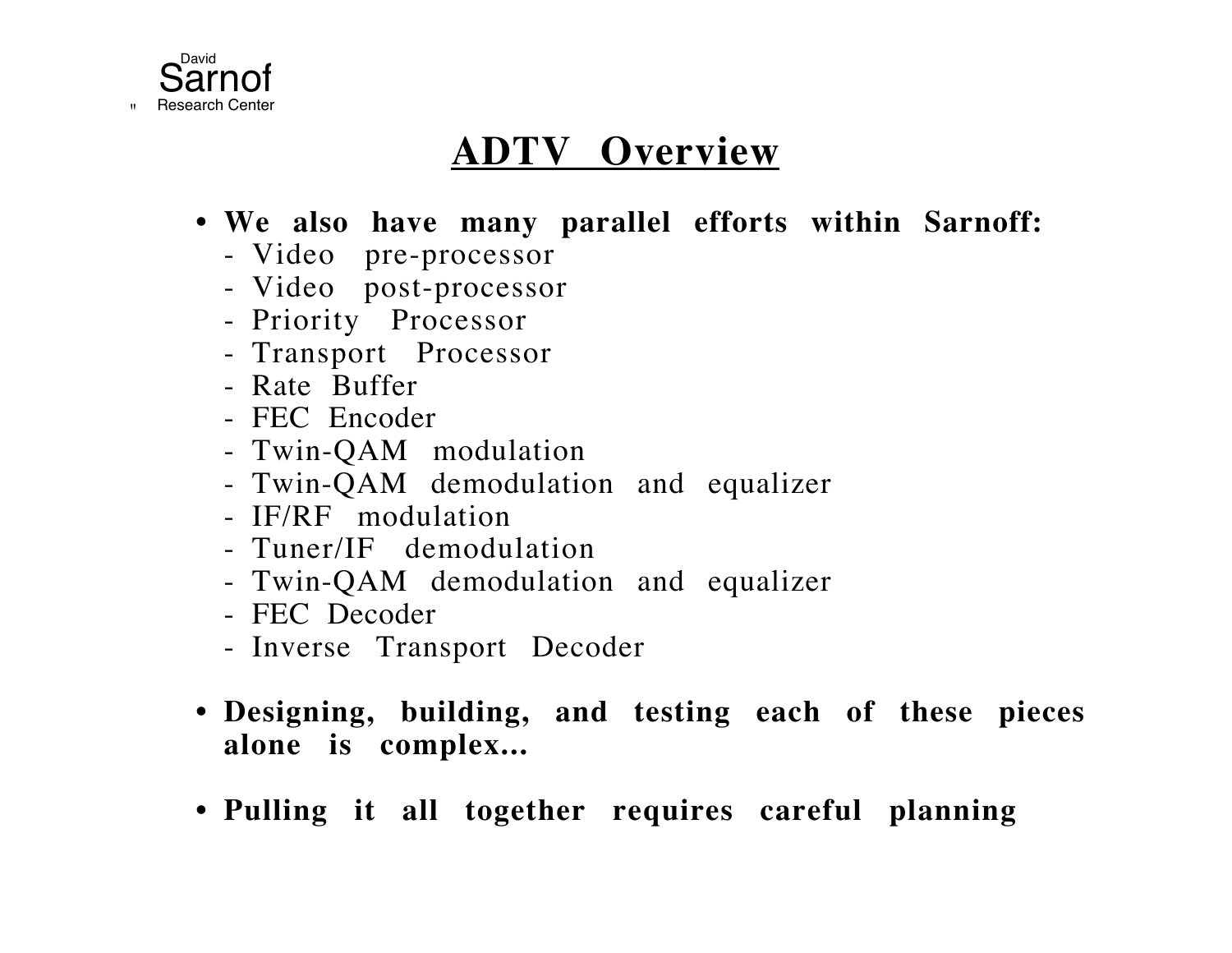# ADTV Overview

- **We also have many parallel efforts within Sarnoff:**
  - Video pre-processor
  - Video post-processor
  - Priority Processor
  - Transport Processor
  - Rate Buffer
  - FEC Encoder
  - Twin-QAM modulation
  - Twin-QAM demodulation and equalizer
  - IF/RF modulation
  - Tuner/IF demodulation
  - Twin-QAM demodulation and equalizer
  - FEC Decoder
  - Inverse Transport Decoder

- **Designing, building, and testing each of these pieces alone is complex...**

- **Pulling it all together requires careful planning**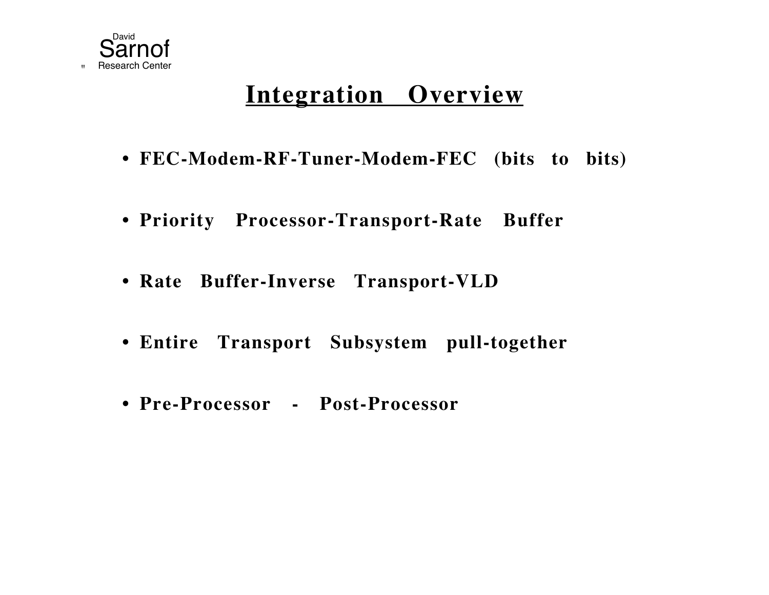# Integration Overview

- FEC-Modem-RF-Tuner-Modem-FEC (bits to bits)
- Priority Processor-Transport-Rate Buffer
- Rate Buffer-Inverse Transport-VLD
- Entire Transport Subsystem pull-together
- Pre-Processor - Post-Processor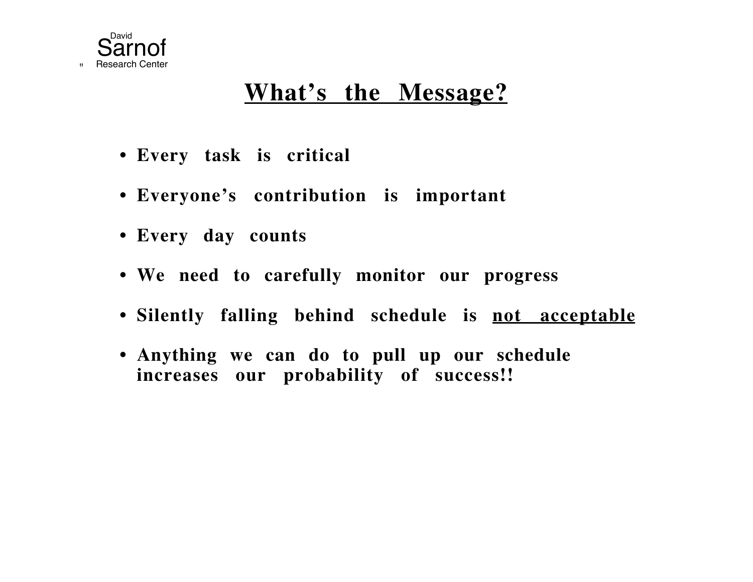# What's the Message?

- Every task is critical
- Everyone's contribution is important
- Every day counts
- We need to carefully monitor our progress
- Silently falling behind schedule is <u>not acceptable</u>
- Anything we can do to pull up our schedule increases our probability of success!!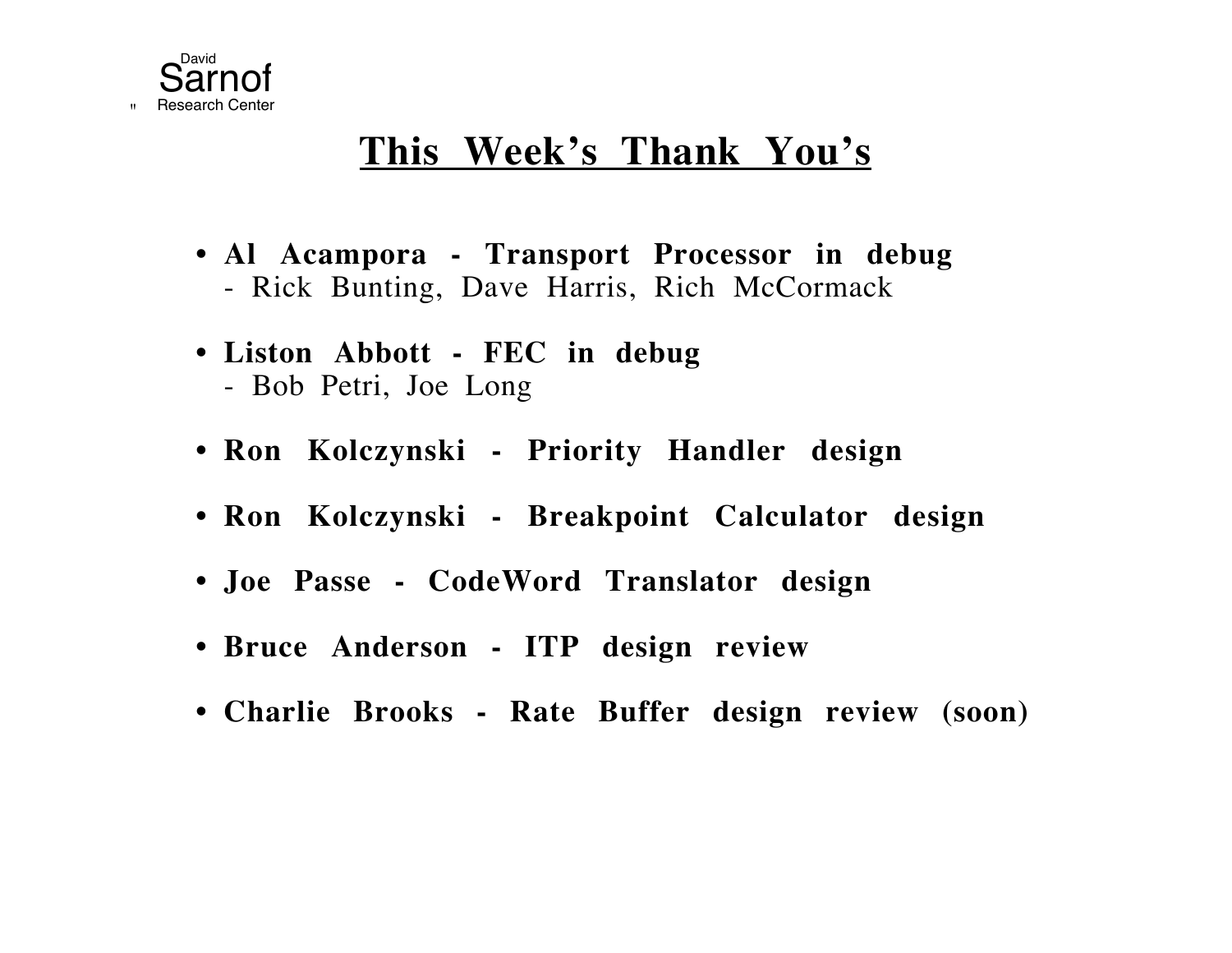# This Week's Thank You's

- **Al Acampora - Transport Processor in debug**
  - Rick Bunting, Dave Harris, Rich McCormack
- **Liston Abbott - FEC in debug**
  - Bob Petri, Joe Long
- **Ron Kolczynski - Priority Handler design**
- **Ron Kolczynski - Breakpoint Calculator design**
- **Joe Passe - CodeWord Translator design**
- **Bruce Anderson - ITP design review**
- **Charlie Brooks - Rate Buffer design review (soon)**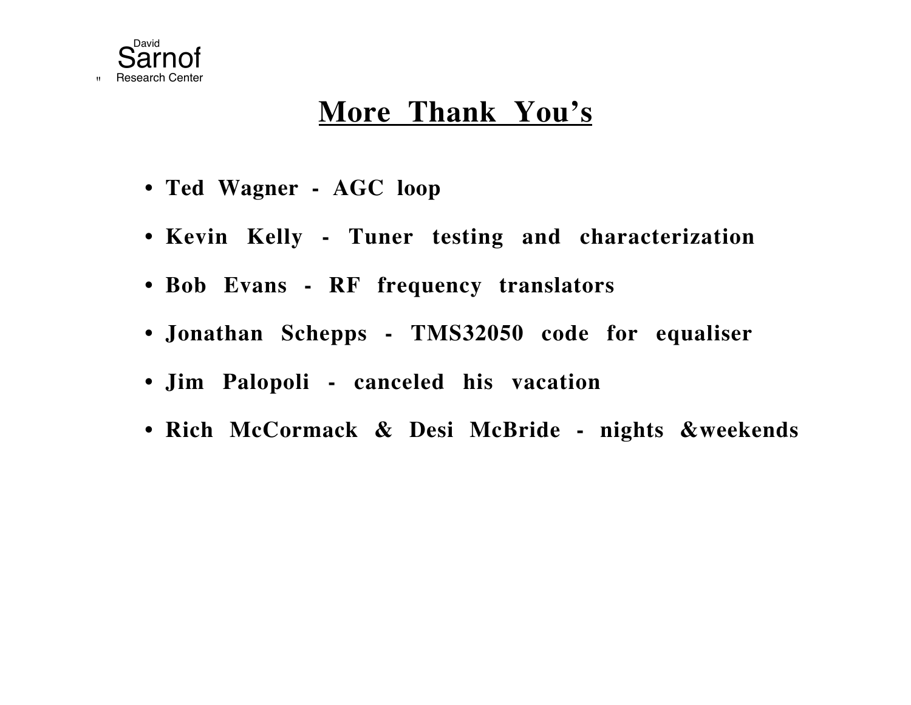# More Thank You's

- **Ted Wagner - AGC loop**
- **Kevin Kelly - Tuner testing and characterization**
- **Bob Evans - RF frequency translators**
- **Jonathan Schepps - TMS32050 code for equaliser**
- **Jim Palopoli - canceled his vacation**
- **Rich McCormack & Desi McBride - nights &weekends**